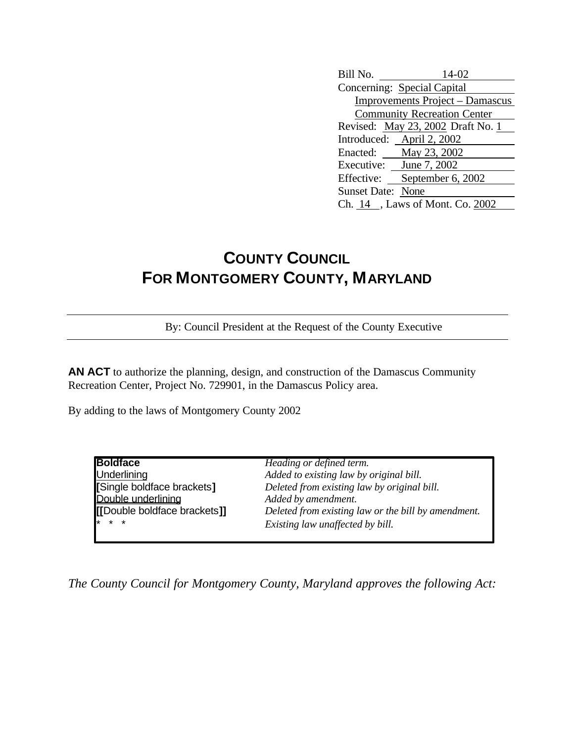Bill No. 14-02
Concerning: Special Capital Improvements Project – Damascus Community Recreation Center
Revised: May 23, 2002 Draft No. 1
Introduced: April 2, 2002
Enacted: May 23, 2002
Executive: June 7, 2002
Effective: September 6, 2002
Sunset Date: None
Ch. 14, Laws of Mont. Co. 2002

# COUNTY COUNCIL FOR MONTGOMERY COUNTY, MARYLAND

By: Council President at the Request of the County Executive

**AN ACT** to authorize the planning, design, and construction of the Damascus Community Recreation Center, Project No. 729901, in the Damascus Policy area.

By adding to the laws of Montgomery County 2002

| | |
|---|---|
| **Boldface** | *Heading or defined term.* |
| Underlining | *Added to existing law by original bill.* |
| **[**Single boldface brackets**]** | *Deleted from existing law by original bill.* |
| Double underlining | *Added by amendment.* |
| **[[**Double boldface brackets**]]** | *Deleted from existing law or the bill by amendment.* |
| * * * | *Existing law unaffected by bill.* |

*The County Council for Montgomery County, Maryland approves the following Act:*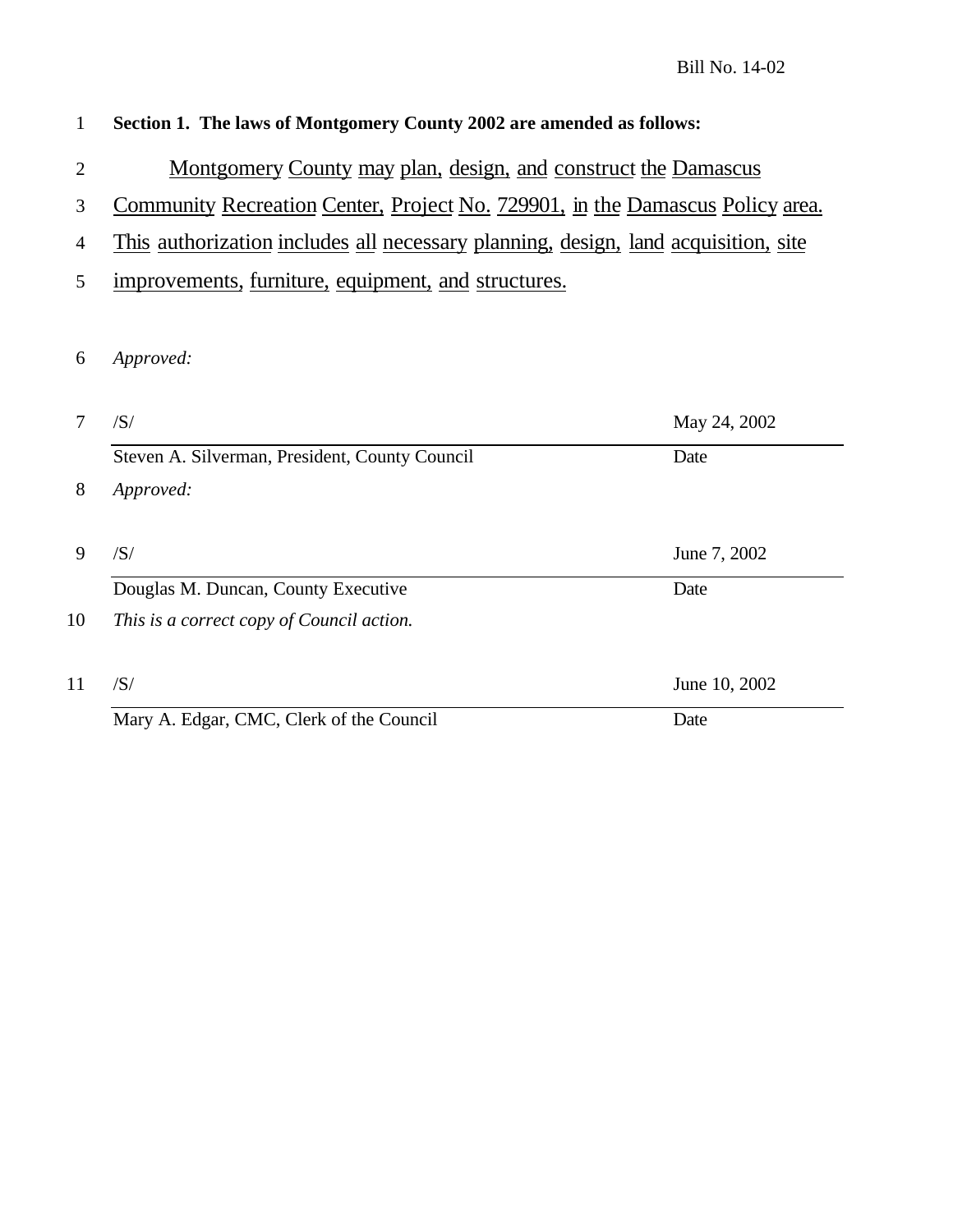Bill No. 14-02

**Section 1. The laws of Montgomery County 2002 are amended as follows:**

Montgomery County may plan, design, and construct the Damascus Community Recreation Center, Project No. 729901, in the Damascus Policy area. This authorization includes all necessary planning, design, land acquisition, site improvements, furniture, equipment, and structures.

*Approved:*

/S/ — May 24, 2002

Steven A. Silverman, President, County Council — Date

*Approved:*

/S/ — June 7, 2002

Douglas M. Duncan, County Executive — Date

*This is a correct copy of Council action.*

/S/ — June 10, 2002

Mary A. Edgar, CMC, Clerk of the Council — Date